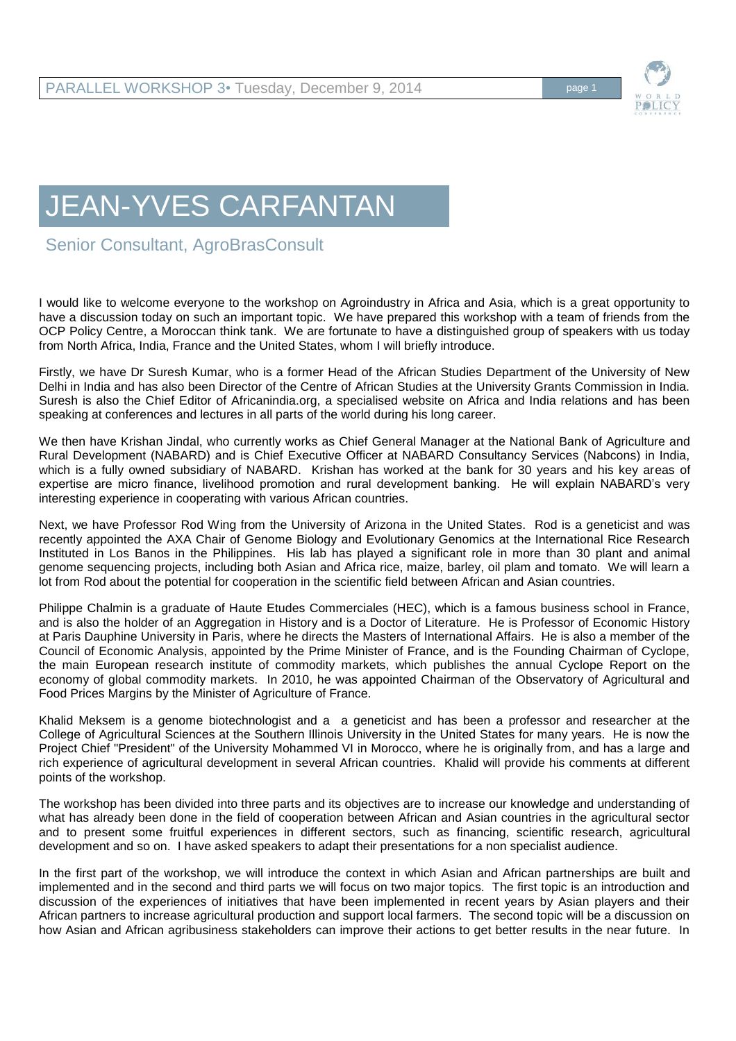# JEAN-YVES CARFANTAN

## Senior Consultant, AgroBrasConsult

I would like to welcome everyone to the workshop on Agroindustry in Africa and Asia, which is a great opportunity to have a discussion today on such an important topic. We have prepared this workshop with a team of friends from the OCP Policy Centre, a Moroccan think tank. We are fortunate to have a distinguished group of speakers with us today from North Africa, India, France and the United States, whom I will briefly introduce.

Firstly, we have Dr Suresh Kumar, who is a former Head of the African Studies Department of the University of New Delhi in India and has also been Director of the Centre of African Studies at the University Grants Commission in India. Suresh is also the Chief Editor of Africanindia.org, a specialised website on Africa and India relations and has been speaking at conferences and lectures in all parts of the world during his long career.

We then have Krishan Jindal, who currently works as Chief General Manager at the National Bank of Agriculture and Rural Development (NABARD) and is Chief Executive Officer at NABARD Consultancy Services (Nabcons) in India, which is a fully owned subsidiary of NABARD. Krishan has worked at the bank for 30 years and his key areas of expertise are micro finance, livelihood promotion and rural development banking. He will explain NABARD's very interesting experience in cooperating with various African countries.

Next, we have Professor Rod Wing from the University of Arizona in the United States. Rod is a geneticist and was recently appointed the AXA Chair of Genome Biology and Evolutionary Genomics at the International Rice Research Instituted in Los Banos in the Philippines. His lab has played a significant role in more than 30 plant and animal genome sequencing projects, including both Asian and Africa rice, maize, barley, oil plam and tomato. We will learn a lot from Rod about the potential for cooperation in the scientific field between African and Asian countries.

Philippe Chalmin is a graduate of Haute Etudes Commerciales (HEC), which is a famous business school in France, and is also the holder of an Aggregation in History and is a Doctor of Literature. He is Professor of Economic History at Paris Dauphine University in Paris, where he directs the Masters of International Affairs. He is also a member of the Council of Economic Analysis, appointed by the Prime Minister of France, and is the Founding Chairman of Cyclope, the main European research institute of commodity markets, which publishes the annual Cyclope Report on the economy of global commodity markets. In 2010, he was appointed Chairman of the Observatory of Agricultural and Food Prices Margins by the Minister of Agriculture of France.

Khalid Meksem is a genome biotechnologist and a a geneticist and has been a professor and researcher at the College of Agricultural Sciences at the Southern Illinois University in the United States for many years. He is now the Project Chief "President" of the University Mohammed VI in Morocco, where he is originally from, and has a large and rich experience of agricultural development in several African countries. Khalid will provide his comments at different points of the workshop.

The workshop has been divided into three parts and its objectives are to increase our knowledge and understanding of what has already been done in the field of cooperation between African and Asian countries in the agricultural sector and to present some fruitful experiences in different sectors, such as financing, scientific research, agricultural development and so on. I have asked speakers to adapt their presentations for a non specialist audience.

In the first part of the workshop, we will introduce the context in which Asian and African partnerships are built and implemented and in the second and third parts we will focus on two major topics. The first topic is an introduction and discussion of the experiences of initiatives that have been implemented in recent years by Asian players and their African partners to increase agricultural production and support local farmers. The second topic will be a discussion on how Asian and African agribusiness stakeholders can improve their actions to get better results in the near future. In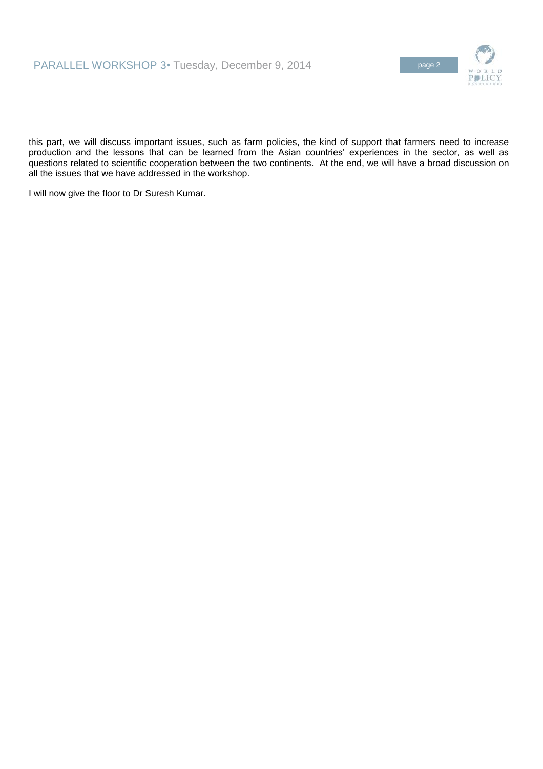this part, we will discuss important issues, such as farm policies, the kind of support that farmers need to increase production and the lessons that can be learned from the Asian countries' experiences in the sector, as well as questions related to scientific cooperation between the two continents. At the end, we will have a broad discussion on all the issues that we have addressed in the workshop.

I will now give the floor to Dr Suresh Kumar.